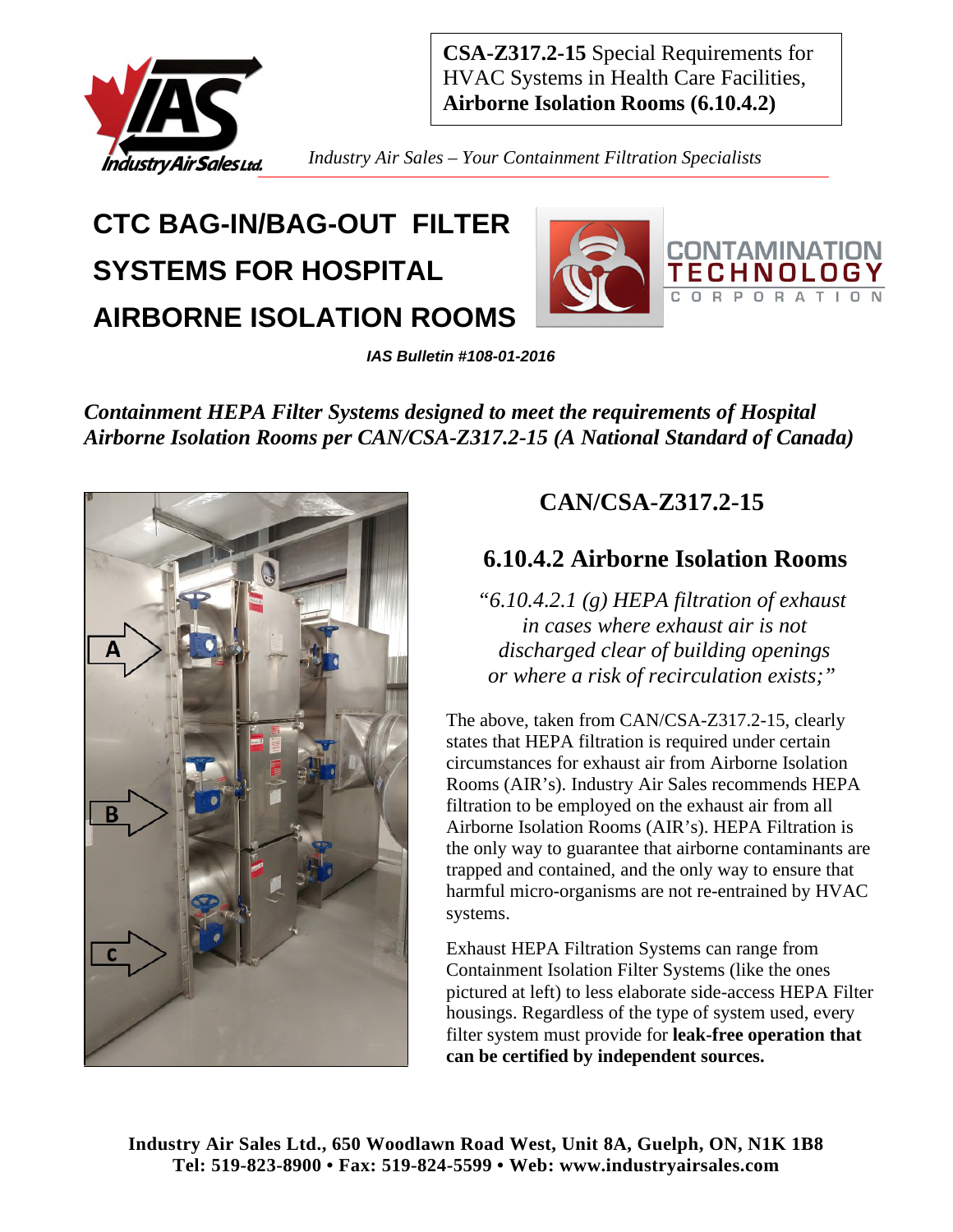**CSA-Z317.2-15** Special Requirements for HVAC Systems in Health Care Facilities, **Airborne Isolation Rooms (6.10.4.2)**

*Industry Air Sales – Your Containment Filtration Specialists*

# CTC BAG-IN/BAG-OUT FILTER SYSTEMS FOR HOSPITAL AIRBORNE ISOLATION ROOMS

***IAS Bulletin #108-01-2016***

***Containment HEPA Filter Systems designed to meet the requirements of Hospital Airborne Isolation Rooms per CAN/CSA-Z317.2-15 (A National Standard of Canada)***

## CAN/CSA-Z317.2-15

## 6.10.4.2 Airborne Isolation Rooms

*"6.10.4.2.1 (g) HEPA filtration of exhaust in cases where exhaust air is not discharged clear of building openings or where a risk of recirculation exists;"*

The above, taken from CAN/CSA-Z317.2-15, clearly states that HEPA filtration is required under certain circumstances for exhaust air from Airborne Isolation Rooms (AIR's). Industry Air Sales recommends HEPA filtration to be employed on the exhaust air from all Airborne Isolation Rooms (AIR's). HEPA Filtration is the only way to guarantee that airborne contaminants are trapped and contained, and the only way to ensure that harmful micro-organisms are not re-entrained by HVAC systems.

Exhaust HEPA Filtration Systems can range from Containment Isolation Filter Systems (like the ones pictured at left) to less elaborate side-access HEPA Filter housings. Regardless of the type of system used, every filter system must provide for **leak-free operation that can be certified by independent sources.**

**Industry Air Sales Ltd., 650 Woodlawn Road West, Unit 8A, Guelph, ON, N1K 1B8**
**Tel: 519-823-8900 • Fax: 519-824-5599 • Web: www.industryairsales.com**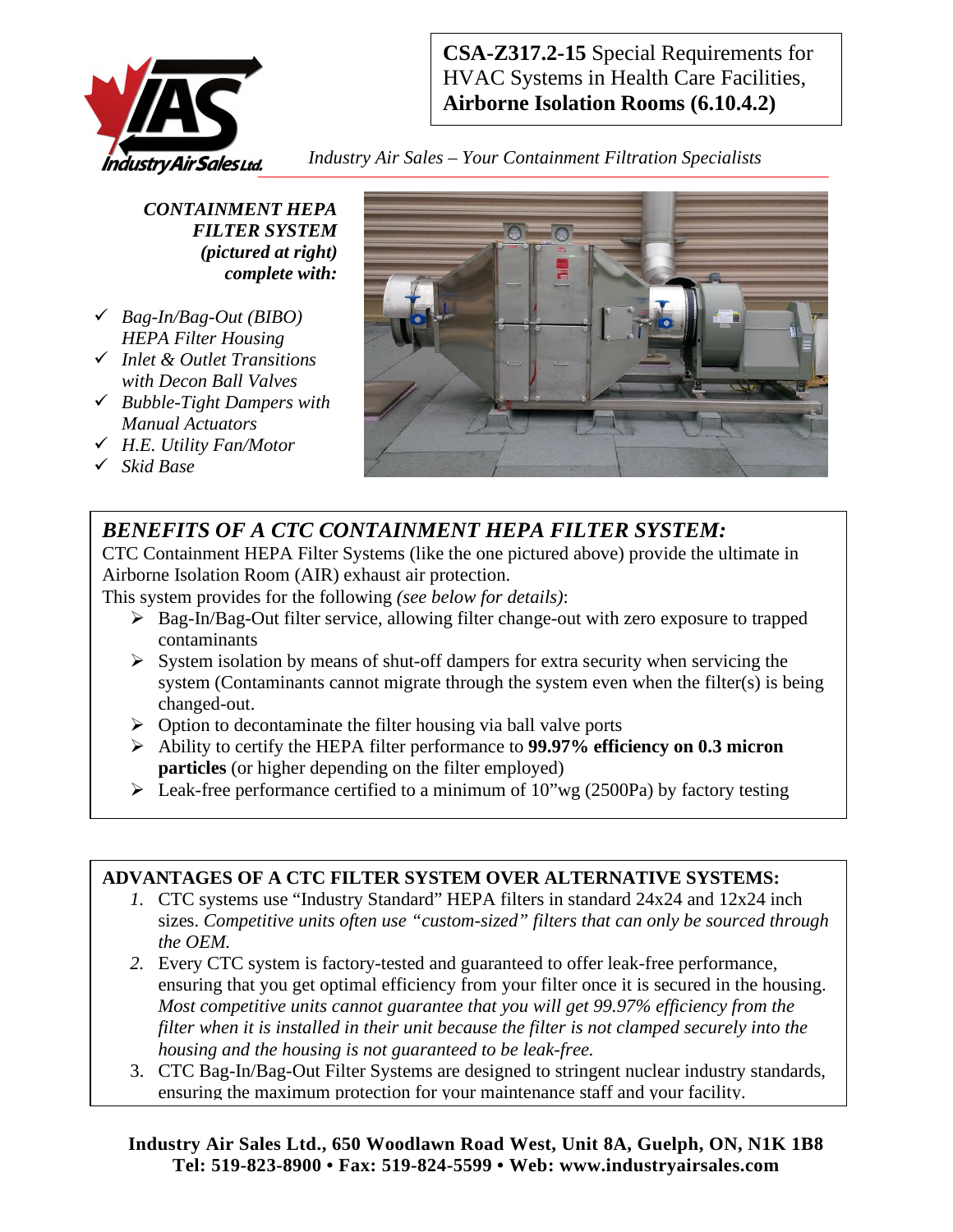**CSA-Z317.2-15** Special Requirements for HVAC Systems in Health Care Facilities, **Airborne Isolation Rooms (6.10.4.2)**

*Industry Air Sales – Your Containment Filtration Specialists*

***CONTAINMENT HEPA FILTER SYSTEM (pictured at right) complete with:***

- ✓ *Bag-In/Bag-Out (BIBO) HEPA Filter Housing*
- ✓ *Inlet & Outlet Transitions with Decon Ball Valves*
- ✓ *Bubble-Tight Dampers with Manual Actuators*
- ✓ *H.E. Utility Fan/Motor*
- ✓ *Skid Base*

## *BENEFITS OF A CTC CONTAINMENT HEPA FILTER SYSTEM:*

CTC Containment HEPA Filter Systems (like the one pictured above) provide the ultimate in Airborne Isolation Room (AIR) exhaust air protection.

This system provides for the following *(see below for details)*:

- Bag-In/Bag-Out filter service, allowing filter change-out with zero exposure to trapped contaminants
- System isolation by means of shut-off dampers for extra security when servicing the system (Contaminants cannot migrate through the system even when the filter(s) is being changed-out.
- Option to decontaminate the filter housing via ball valve ports
- Ability to certify the HEPA filter performance to **99.97% efficiency on 0.3 micron particles** (or higher depending on the filter employed)
- Leak-free performance certified to a minimum of 10"wg (2500Pa) by factory testing

## ADVANTAGES OF A CTC FILTER SYSTEM OVER ALTERNATIVE SYSTEMS:

1. CTC systems use "Industry Standard" HEPA filters in standard 24x24 and 12x24 inch sizes. *Competitive units often use "custom-sized" filters that can only be sourced through the OEM.*
2. Every CTC system is factory-tested and guaranteed to offer leak-free performance, ensuring that you get optimal efficiency from your filter once it is secured in the housing. *Most competitive units cannot guarantee that you will get 99.97% efficiency from the filter when it is installed in their unit because the filter is not clamped securely into the housing and the housing is not guaranteed to be leak-free.*
3. CTC Bag-In/Bag-Out Filter Systems are designed to stringent nuclear industry standards, ensuring the maximum protection for your maintenance staff and your facility.

**Industry Air Sales Ltd., 650 Woodlawn Road West, Unit 8A, Guelph, ON, N1K 1B8**
**Tel: 519-823-8900 • Fax: 519-824-5599 • Web: www.industryairsales.com**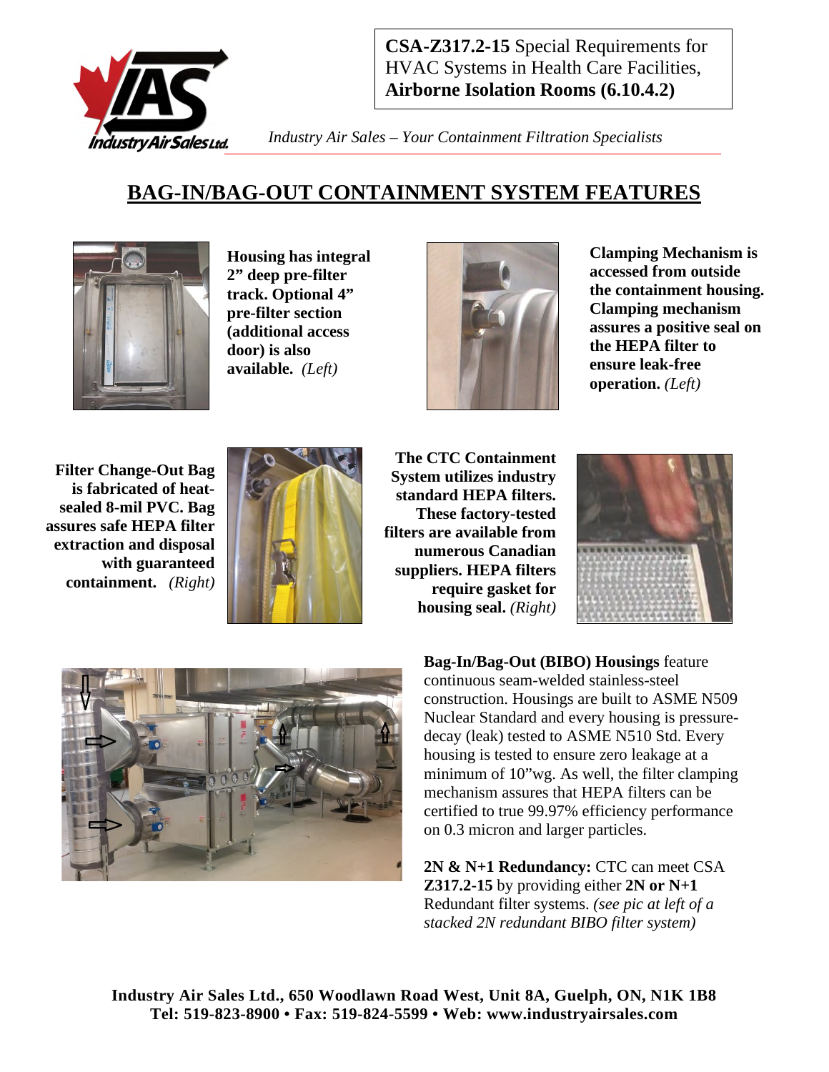**CSA-Z317.2-15** Special Requirements for HVAC Systems in Health Care Facilities, **Airborne Isolation Rooms (6.10.4.2)**

*Industry Air Sales – Your Containment Filtration Specialists*

# BAG-IN/BAG-OUT CONTAINMENT SYSTEM FEATURES

**Housing has integral 2" deep pre-filter track. Optional 4" pre-filter section (additional access door) is also available.** *(Left)*

**Clamping Mechanism is accessed from outside the containment housing. Clamping mechanism assures a positive seal on the HEPA filter to ensure leak-free operation.** *(Left)*

**Filter Change-Out Bag is fabricated of heat-sealed 8-mil PVC. Bag assures safe HEPA filter extraction and disposal with guaranteed containment.** *(Right)*

**The CTC Containment System utilizes industry standard HEPA filters. These factory-tested filters are available from numerous Canadian suppliers. HEPA filters require gasket for housing seal.** *(Right)*

**Bag-In/Bag-Out (BIBO) Housings** feature continuous seam-welded stainless-steel construction. Housings are built to ASME N509 Nuclear Standard and every housing is pressure-decay (leak) tested to ASME N510 Std. Every housing is tested to ensure zero leakage at a minimum of 10"wg. As well, the filter clamping mechanism assures that HEPA filters can be certified to true 99.97% efficiency performance on 0.3 micron and larger particles.

**2N & N+1 Redundancy:** CTC can meet CSA **Z317.2-15** by providing either **2N or N+1** Redundant filter systems. *(see pic at left of a stacked 2N redundant BIBO filter system)*

**Industry Air Sales Ltd., 650 Woodlawn Road West, Unit 8A, Guelph, ON, N1K 1B8**
**Tel: 519-823-8900 • Fax: 519-824-5599 • Web: www.industryairsales.com**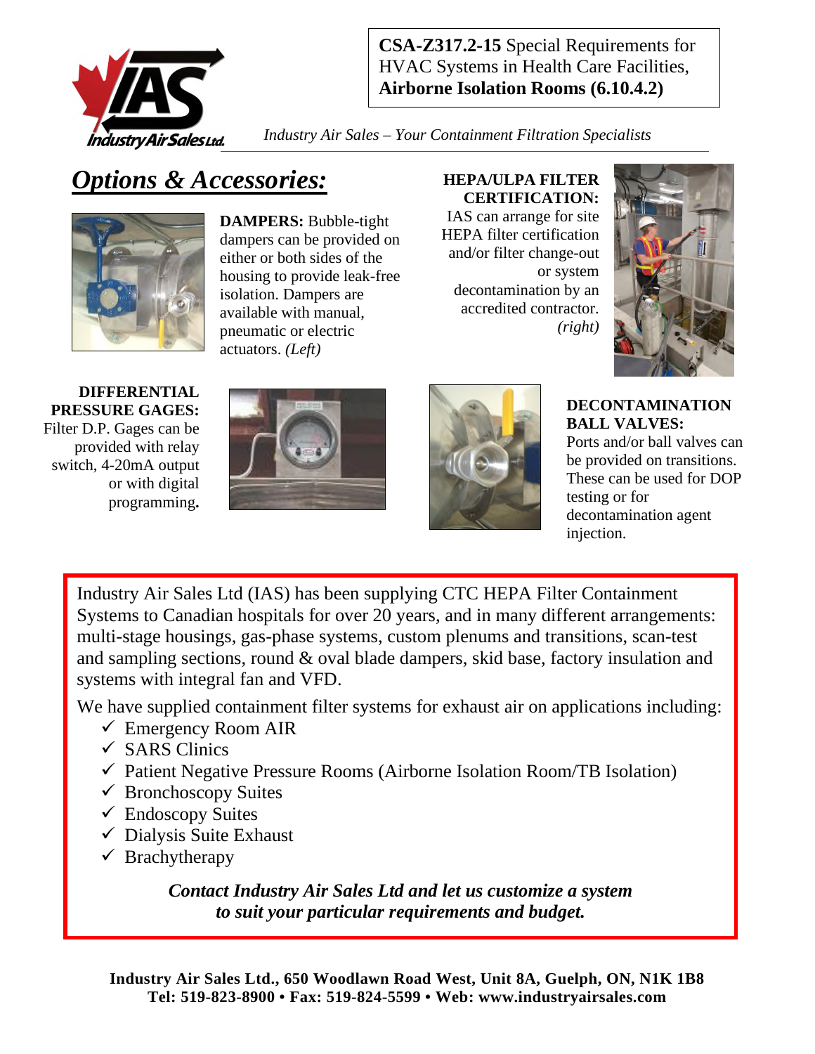**CSA-Z317.2-15** Special Requirements for HVAC Systems in Health Care Facilities, **Airborne Isolation Rooms (6.10.4.2)**

*Industry Air Sales – Your Containment Filtration Specialists*

# *Options & Accessories:*

**DAMPERS:** Bubble-tight dampers can be provided on either or both sides of the housing to provide leak-free isolation. Dampers are available with manual, pneumatic or electric actuators. *(Left)*

**HEPA/ULPA FILTER CERTIFICATION:** IAS can arrange for site HEPA filter certification and/or filter change-out or system decontamination by an accredited contractor. *(right)*

**DIFFERENTIAL PRESSURE GAGES:** Filter D.P. Gages can be provided with relay switch, 4-20mA output or with digital programming**.**

**DECONTAMINATION BALL VALVES:** Ports and/or ball valves can be provided on transitions. These can be used for DOP testing or for decontamination agent injection.

Industry Air Sales Ltd (IAS) has been supplying CTC HEPA Filter Containment Systems to Canadian hospitals for over 20 years, and in many different arrangements: multi-stage housings, gas-phase systems, custom plenums and transitions, scan-test and sampling sections, round & oval blade dampers, skid base, factory insulation and systems with integral fan and VFD.

We have supplied containment filter systems for exhaust air on applications including:

- ✓ Emergency Room AIR
- ✓ SARS Clinics
- ✓ Patient Negative Pressure Rooms (Airborne Isolation Room/TB Isolation)
- ✓ Bronchoscopy Suites
- ✓ Endoscopy Suites
- ✓ Dialysis Suite Exhaust
- ✓ Brachytherapy

***Contact Industry Air Sales Ltd and let us customize a system to suit your particular requirements and budget.***

**Industry Air Sales Ltd., 650 Woodlawn Road West, Unit 8A, Guelph, ON, N1K 1B8**
**Tel: 519-823-8900 • Fax: 519-824-5599 • Web: www.industryairsales.com**